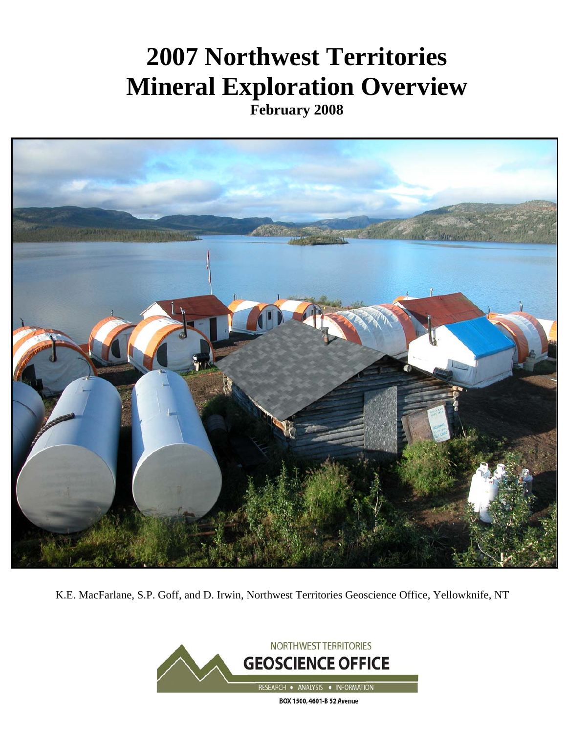# 2007 Northwest Territories Mineral Exploration Overview

**February 2008**

K.E. MacFarlane, S.P. Goff, and D. Irwin, Northwest Territories Geoscience Office, Yellowknife, NT

NORTHWEST TERRITORIES

**GEOSCIENCE OFFICE**

RESEARCH • ANALYSIS • INFORMATION

BOX 1500, 4601-B 52 Avenue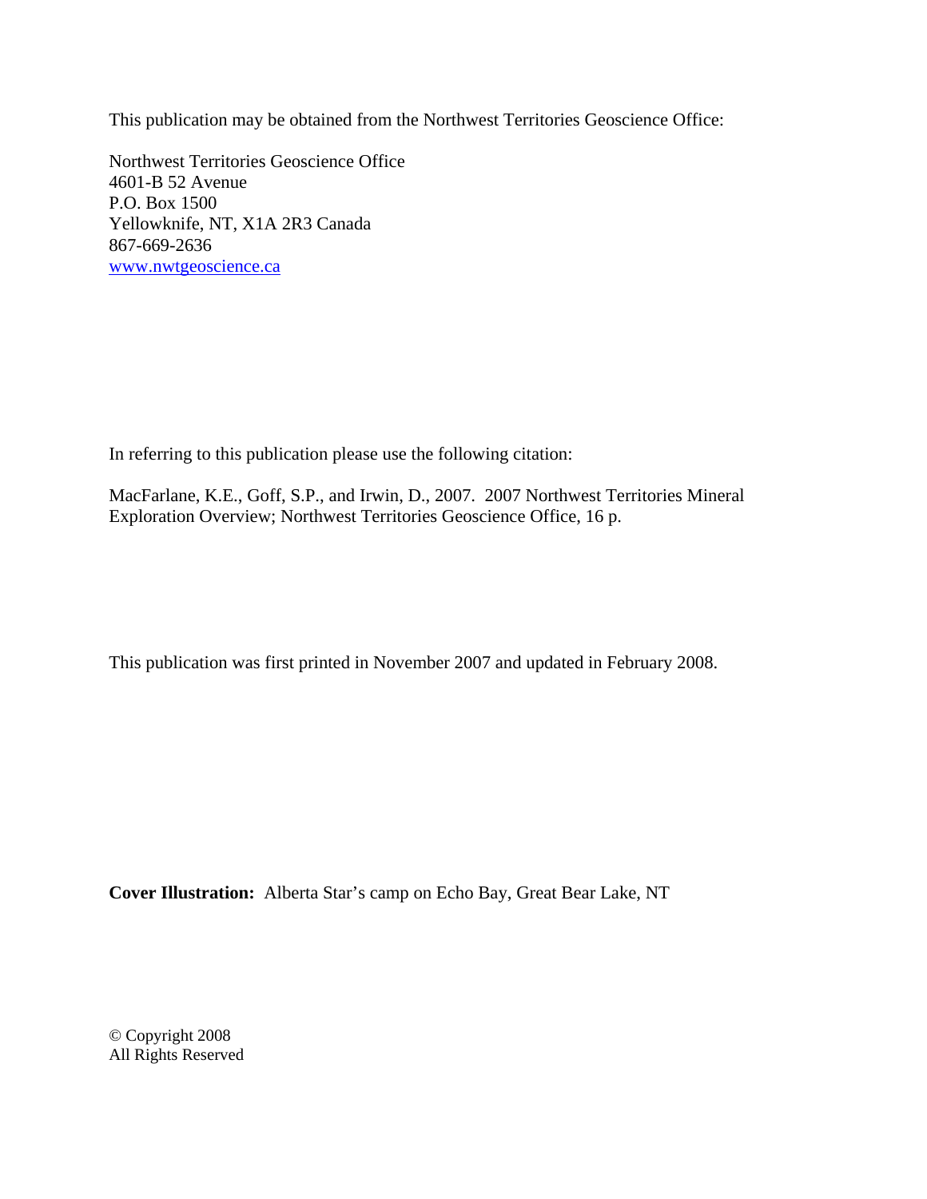This publication may be obtained from the Northwest Territories Geoscience Office:

Northwest Territories Geoscience Office  
4601-B 52 Avenue  
P.O. Box 1500  
Yellowknife, NT, X1A 2R3 Canada  
867-669-2636  
[www.nwtgeoscience.ca](http://www.nwtgeoscience.ca)

In referring to this publication please use the following citation:

MacFarlane, K.E., Goff, S.P., and Irwin, D., 2007. 2007 Northwest Territories Mineral Exploration Overview; Northwest Territories Geoscience Office, 16 p.

This publication was first printed in November 2007 and updated in February 2008.

**Cover Illustration:** Alberta Star's camp on Echo Bay, Great Bear Lake, NT

© Copyright 2008  
All Rights Reserved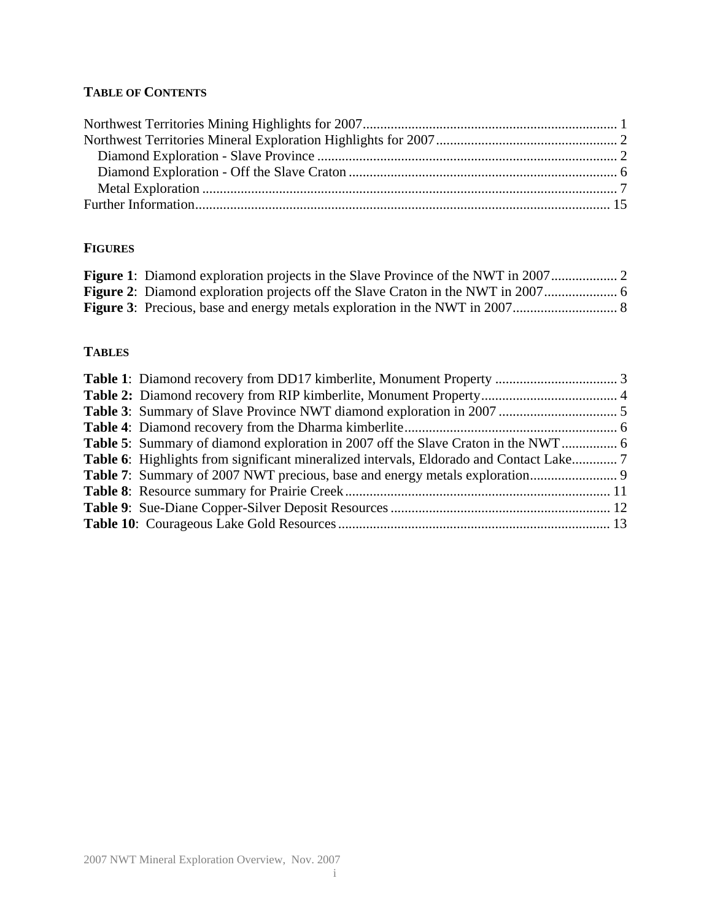## TABLE OF CONTENTS

Northwest Territories Mining Highlights for 2007 ........................................................................ 1
Northwest Territories Mineral Exploration Highlights for 2007 .................................................... 2
   Diamond Exploration - Slave Province ..................................................................................... 2
   Diamond Exploration - Off the Slave Craton ............................................................................ 6
   Metal Exploration ...................................................................................................................... 7
Further Information ...................................................................................................................... 15

## FIGURES

**Figure 1**: Diamond exploration projects in the Slave Province of the NWT in 2007 ................... 2
**Figure 2**: Diamond exploration projects off the Slave Craton in the NWT in 2007 ..................... 6
**Figure 3**: Precious, base and energy metals exploration in the NWT in 2007 .............................. 8

## TABLES

**Table 1**: Diamond recovery from DD17 kimberlite, Monument Property ................................... 3
**Table 2:** Diamond recovery from RIP kimberlite, Monument Property ....................................... 4
**Table 3**: Summary of Slave Province NWT diamond exploration in 2007 .................................. 5
**Table 4**: Diamond recovery from the Dharma kimberlite ............................................................ 6
**Table 5**: Summary of diamond exploration in 2007 off the Slave Craton in the NWT ................ 6
**Table 6**: Highlights from significant mineralized intervals, Eldorado and Contact Lake ............. 7
**Table 7**: Summary of 2007 NWT precious, base and energy metals exploration ......................... 9
**Table 8**: Resource summary for Prairie Creek ........................................................................... 11
**Table 9**: Sue-Diane Copper-Silver Deposit Resources .............................................................. 12
**Table 10**: Courageous Lake Gold Resources ............................................................................. 13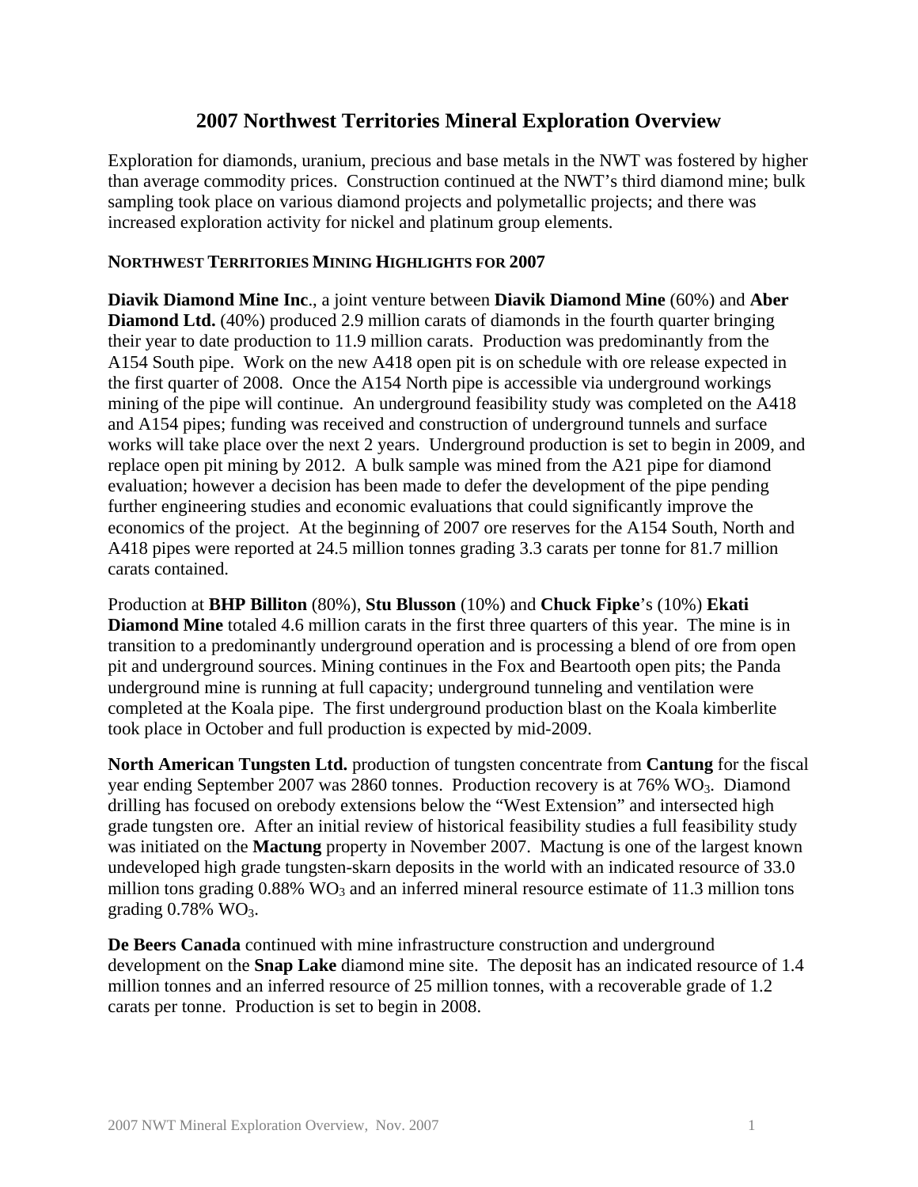# 2007 Northwest Territories Mineral Exploration Overview

Exploration for diamonds, uranium, precious and base metals in the NWT was fostered by higher than average commodity prices. Construction continued at the NWT's third diamond mine; bulk sampling took place on various diamond projects and polymetallic projects; and there was increased exploration activity for nickel and platinum group elements.

## NORTHWEST TERRITORIES MINING HIGHLIGHTS FOR 2007

**Diavik Diamond Mine Inc**., a joint venture between **Diavik Diamond Mine** (60%) and **Aber Diamond Ltd.** (40%) produced 2.9 million carats of diamonds in the fourth quarter bringing their year to date production to 11.9 million carats. Production was predominantly from the A154 South pipe. Work on the new A418 open pit is on schedule with ore release expected in the first quarter of 2008. Once the A154 North pipe is accessible via underground workings mining of the pipe will continue. An underground feasibility study was completed on the A418 and A154 pipes; funding was received and construction of underground tunnels and surface works will take place over the next 2 years. Underground production is set to begin in 2009, and replace open pit mining by 2012. A bulk sample was mined from the A21 pipe for diamond evaluation; however a decision has been made to defer the development of the pipe pending further engineering studies and economic evaluations that could significantly improve the economics of the project. At the beginning of 2007 ore reserves for the A154 South, North and A418 pipes were reported at 24.5 million tonnes grading 3.3 carats per tonne for 81.7 million carats contained.

Production at **BHP Billiton** (80%), **Stu Blusson** (10%) and **Chuck Fipke**'s (10%) **Ekati Diamond Mine** totaled 4.6 million carats in the first three quarters of this year. The mine is in transition to a predominantly underground operation and is processing a blend of ore from open pit and underground sources. Mining continues in the Fox and Beartooth open pits; the Panda underground mine is running at full capacity; underground tunneling and ventilation were completed at the Koala pipe. The first underground production blast on the Koala kimberlite took place in October and full production is expected by mid-2009.

**North American Tungsten Ltd.** production of tungsten concentrate from **Cantung** for the fiscal year ending September 2007 was 2860 tonnes. Production recovery is at 76% $WO_3$. Diamond drilling has focused on orebody extensions below the "West Extension" and intersected high grade tungsten ore. After an initial review of historical feasibility studies a full feasibility study was initiated on the **Mactung** property in November 2007. Mactung is one of the largest known undeveloped high grade tungsten-skarn deposits in the world with an indicated resource of 33.0 million tons grading 0.88% $WO_3$ and an inferred mineral resource estimate of 11.3 million tons grading 0.78% $WO_3$.

**De Beers Canada** continued with mine infrastructure construction and underground development on the **Snap Lake** diamond mine site. The deposit has an indicated resource of 1.4 million tonnes and an inferred resource of 25 million tonnes, with a recoverable grade of 1.2 carats per tonne. Production is set to begin in 2008.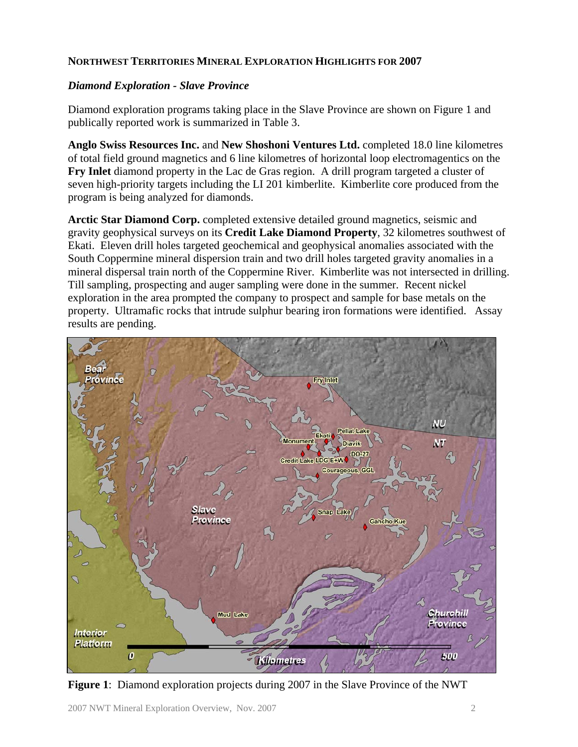**NORTHWEST TERRITORIES MINERAL EXPLORATION HIGHLIGHTS FOR 2007**

***Diamond Exploration - Slave Province***

Diamond exploration programs taking place in the Slave Province are shown on Figure 1 and publically reported work is summarized in Table 3.

**Anglo Swiss Resources Inc.** and **New Shoshoni Ventures Ltd.** completed 18.0 line kilometres of total field ground magnetics and 6 line kilometres of horizontal loop electromagentics on the **Fry Inlet** diamond property in the Lac de Gras region. A drill program targeted a cluster of seven high-priority targets including the LI 201 kimberlite. Kimberlite core produced from the program is being analyzed for diamonds.

**Arctic Star Diamond Corp.** completed extensive detailed ground magnetics, seismic and gravity geophysical surveys on its **Credit Lake Diamond Property**, 32 kilometres southwest of Ekati. Eleven drill holes targeted geochemical and geophysical anomalies associated with the South Coppermine mineral dispersion train and two drill holes targeted gravity anomalies in a mineral dispersal train north of the Coppermine River. Kimberlite was not intersected in drilling. Till sampling, prospecting and auger sampling were done in the summer. Recent nickel exploration in the area prompted the company to prospect and sample for base metals on the property. Ultramafic rocks that intrude sulphur bearing iron formations were identified. Assay results are pending.

**Figure 1**: Diamond exploration projects during 2007 in the Slave Province of the NWT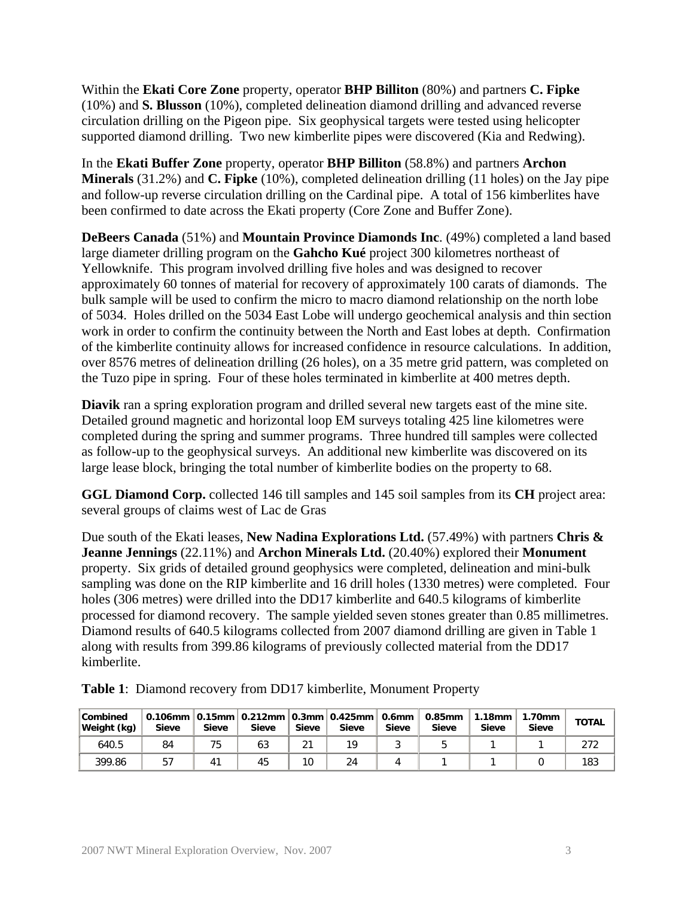Within the **Ekati Core Zone** property, operator **BHP Billiton** (80%) and partners **C. Fipke** (10%) and **S. Blusson** (10%), completed delineation diamond drilling and advanced reverse circulation drilling on the Pigeon pipe. Six geophysical targets were tested using helicopter supported diamond drilling. Two new kimberlite pipes were discovered (Kia and Redwing).

In the **Ekati Buffer Zone** property, operator **BHP Billiton** (58.8%) and partners **Archon Minerals** (31.2%) and **C. Fipke** (10%), completed delineation drilling (11 holes) on the Jay pipe and follow-up reverse circulation drilling on the Cardinal pipe. A total of 156 kimberlites have been confirmed to date across the Ekati property (Core Zone and Buffer Zone).

**DeBeers Canada** (51%) and **Mountain Province Diamonds Inc**. (49%) completed a land based large diameter drilling program on the **Gahcho Kué** project 300 kilometres northeast of Yellowknife. This program involved drilling five holes and was designed to recover approximately 60 tonnes of material for recovery of approximately 100 carats of diamonds. The bulk sample will be used to confirm the micro to macro diamond relationship on the north lobe of 5034. Holes drilled on the 5034 East Lobe will undergo geochemical analysis and thin section work in order to confirm the continuity between the North and East lobes at depth. Confirmation of the kimberlite continuity allows for increased confidence in resource calculations. In addition, over 8576 metres of delineation drilling (26 holes), on a 35 metre grid pattern, was completed on the Tuzo pipe in spring. Four of these holes terminated in kimberlite at 400 metres depth.

**Diavik** ran a spring exploration program and drilled several new targets east of the mine site. Detailed ground magnetic and horizontal loop EM surveys totaling 425 line kilometres were completed during the spring and summer programs. Three hundred till samples were collected as follow-up to the geophysical surveys. An additional new kimberlite was discovered on its large lease block, bringing the total number of kimberlite bodies on the property to 68.

**GGL Diamond Corp.** collected 146 till samples and 145 soil samples from its **CH** project area: several groups of claims west of Lac de Gras

Due south of the Ekati leases, **New Nadina Explorations Ltd.** (57.49%) with partners **Chris & Jeanne Jennings** (22.11%) and **Archon Minerals Ltd.** (20.40%) explored their **Monument** property. Six grids of detailed ground geophysics were completed, delineation and mini-bulk sampling was done on the RIP kimberlite and 16 drill holes (1330 metres) were completed. Four holes (306 metres) were drilled into the DD17 kimberlite and 640.5 kilograms of kimberlite processed for diamond recovery. The sample yielded seven stones greater than 0.85 millimetres. Diamond results of 640.5 kilograms collected from 2007 diamond drilling are given in Table 1 along with results from 399.86 kilograms of previously collected material from the DD17 kimberlite.

**Table 1**: Diamond recovery from DD17 kimberlite, Monument Property

| Combined Weight (kg) | 0.106mm Sieve | 0.15mm Sieve | 0.212mm Sieve | 0.3mm Sieve | 0.425mm Sieve | 0.6mm Sieve | 0.85mm Sieve | 1.18mm Sieve | 1.70mm Sieve | TOTAL |
|---|---|---|---|---|---|---|---|---|---|---|
| 640.5 | 84 | 75 | 63 | 21 | 19 | 3 | 5 | 1 | 1 | 272 |
| 399.86 | 57 | 41 | 45 | 10 | 24 | 4 | 1 | 1 | 0 | 183 |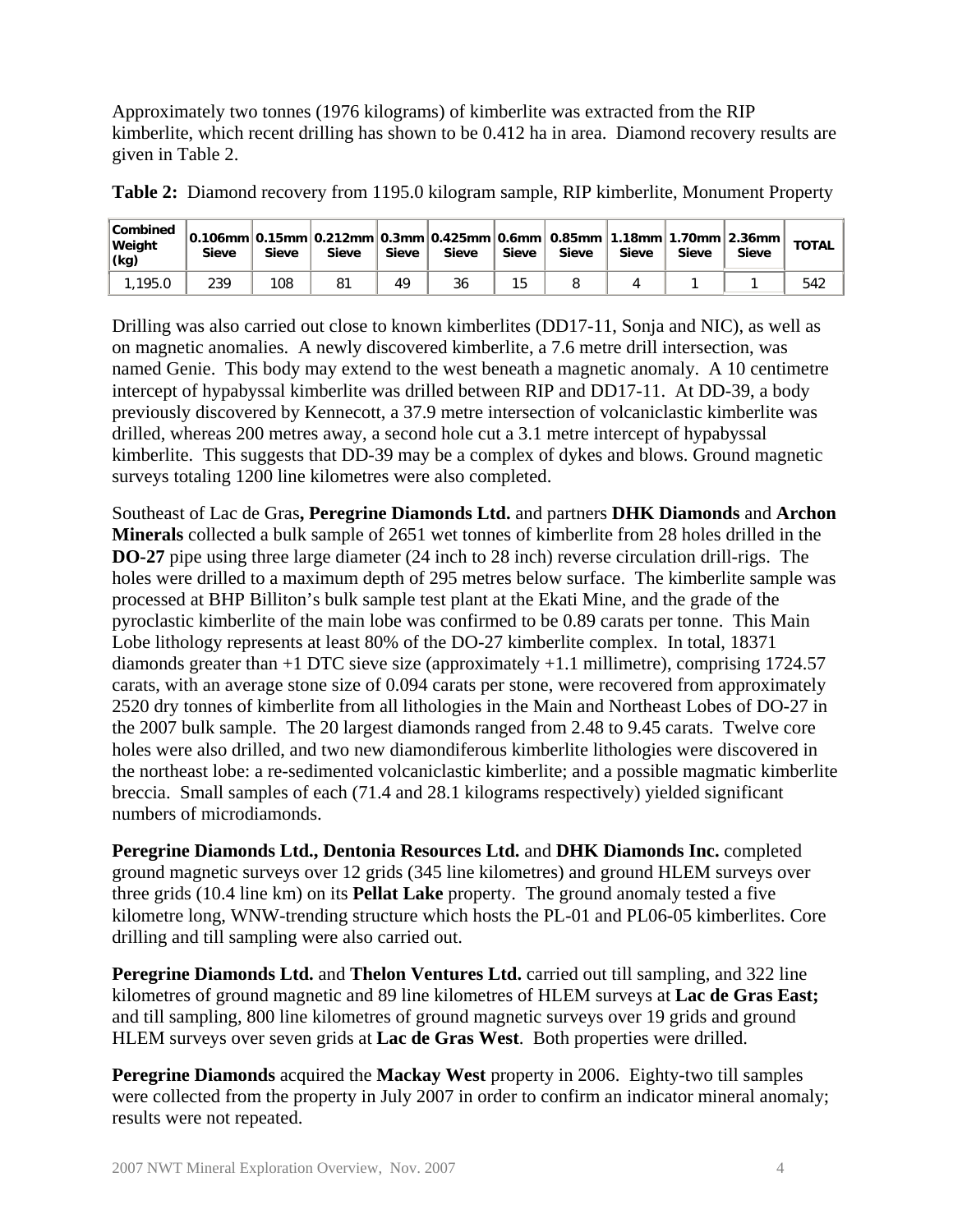Approximately two tonnes (1976 kilograms) of kimberlite was extracted from the RIP kimberlite, which recent drilling has shown to be 0.412 ha in area. Diamond recovery results are given in Table 2.

**Table 2:** Diamond recovery from 1195.0 kilogram sample, RIP kimberlite, Monument Property

| Combined Weight (kg) | 0.106mm Sieve | 0.15mm Sieve | 0.212mm Sieve | 0.3mm Sieve | 0.425mm Sieve | 0.6mm Sieve | 0.85mm Sieve | 1.18mm Sieve | 1.70mm Sieve | 2.36mm Sieve | TOTAL |
|---|---|---|---|---|---|---|---|---|---|---|---|
| 1,195.0 | 239 | 108 | 81 | 49 | 36 | 15 | 8 | 4 | 1 | 1 | 542 |

Drilling was also carried out close to known kimberlites (DD17-11, Sonja and NIC), as well as on magnetic anomalies. A newly discovered kimberlite, a 7.6 metre drill intersection, was named Genie. This body may extend to the west beneath a magnetic anomaly. A 10 centimetre intercept of hypabyssal kimberlite was drilled between RIP and DD17-11. At DD-39, a body previously discovered by Kennecott, a 37.9 metre intersection of volcaniclastic kimberlite was drilled, whereas 200 metres away, a second hole cut a 3.1 metre intercept of hypabyssal kimberlite. This suggests that DD-39 may be a complex of dykes and blows. Ground magnetic surveys totaling 1200 line kilometres were also completed.

Southeast of Lac de Gras**, Peregrine Diamonds Ltd.** and partners **DHK Diamonds** and **Archon Minerals** collected a bulk sample of 2651 wet tonnes of kimberlite from 28 holes drilled in the **DO-27** pipe using three large diameter (24 inch to 28 inch) reverse circulation drill-rigs. The holes were drilled to a maximum depth of 295 metres below surface. The kimberlite sample was processed at BHP Billiton's bulk sample test plant at the Ekati Mine, and the grade of the pyroclastic kimberlite of the main lobe was confirmed to be 0.89 carats per tonne. This Main Lobe lithology represents at least 80% of the DO-27 kimberlite complex. In total, 18371 diamonds greater than +1 DTC sieve size (approximately +1.1 millimetre), comprising 1724.57 carats, with an average stone size of 0.094 carats per stone, were recovered from approximately 2520 dry tonnes of kimberlite from all lithologies in the Main and Northeast Lobes of DO-27 in the 2007 bulk sample. The 20 largest diamonds ranged from 2.48 to 9.45 carats. Twelve core holes were also drilled, and two new diamondiferous kimberlite lithologies were discovered in the northeast lobe: a re-sedimented volcaniclastic kimberlite; and a possible magmatic kimberlite breccia. Small samples of each (71.4 and 28.1 kilograms respectively) yielded significant numbers of microdiamonds.

**Peregrine Diamonds Ltd., Dentonia Resources Ltd.** and **DHK Diamonds Inc.** completed ground magnetic surveys over 12 grids (345 line kilometres) and ground HLEM surveys over three grids (10.4 line km) on its **Pellat Lake** property. The ground anomaly tested a five kilometre long, WNW-trending structure which hosts the PL-01 and PL06-05 kimberlites. Core drilling and till sampling were also carried out.

**Peregrine Diamonds Ltd.** and **Thelon Ventures Ltd.** carried out till sampling, and 322 line kilometres of ground magnetic and 89 line kilometres of HLEM surveys at **Lac de Gras East;** and till sampling, 800 line kilometres of ground magnetic surveys over 19 grids and ground HLEM surveys over seven grids at **Lac de Gras West**. Both properties were drilled.

**Peregrine Diamonds** acquired the **Mackay West** property in 2006. Eighty-two till samples were collected from the property in July 2007 in order to confirm an indicator mineral anomaly; results were not repeated.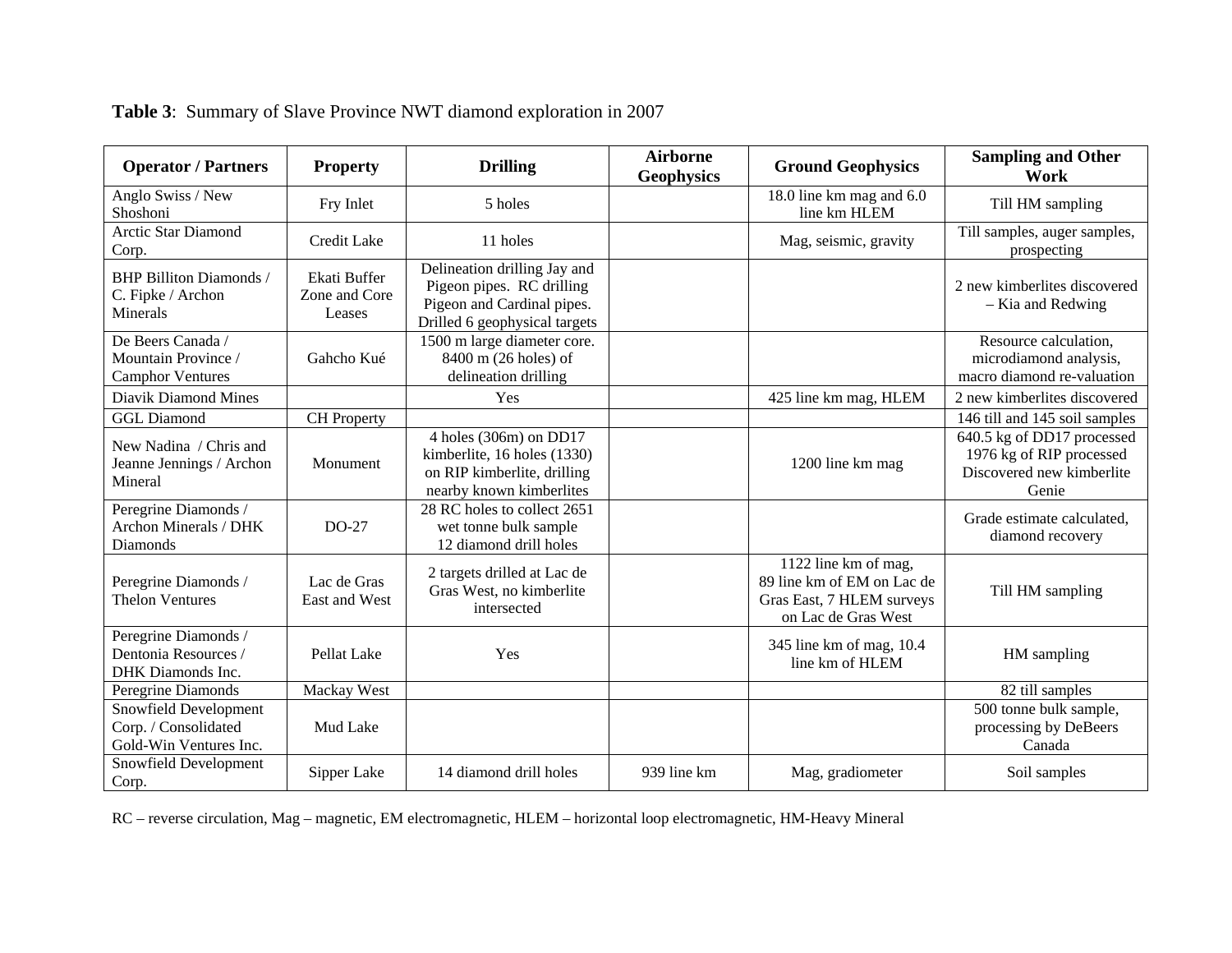**Table 3**: Summary of Slave Province NWT diamond exploration in 2007

| Operator / Partners | Property | Drilling | Airborne Geophysics | Ground Geophysics | Sampling and Other Work |
|---|---|---|---|---|---|
| Anglo Swiss / New Shoshoni | Fry Inlet | 5 holes | | 18.0 line km mag and 6.0 line km HLEM | Till HM sampling |
| Arctic Star Diamond Corp. | Credit Lake | 11 holes | | Mag, seismic, gravity | Till samples, auger samples, prospecting |
| BHP Billiton Diamonds / C. Fipke / Archon Minerals | Ekati Buffer Zone and Core Leases | Delineation drilling Jay and Pigeon pipes. RC drilling Pigeon and Cardinal pipes. Drilled 6 geophysical targets | | | 2 new kimberlites discovered – Kia and Redwing |
| De Beers Canada / Mountain Province / Camphor Ventures | Gahcho Kué | 1500 m large diameter core. 8400 m (26 holes) of delineation drilling | | | Resource calculation, microdiamond analysis, macro diamond re-valuation |
| Diavik Diamond Mines | | Yes | | 425 line km mag, HLEM | 2 new kimberlites discovered |
| GGL Diamond | CH Property | | | | 146 till and 145 soil samples |
| New Nadina / Chris and Jeanne Jennings / Archon Mineral | Monument | 4 holes (306m) on DD17 kimberlite, 16 holes (1330) on RIP kimberlite, drilling nearby known kimberlites | | 1200 line km mag | 640.5 kg of DD17 processed 1976 kg of RIP processed Discovered new kimberlite Genie |
| Peregrine Diamonds / Archon Minerals / DHK Diamonds | DO-27 | 28 RC holes to collect 2651 wet tonne bulk sample 12 diamond drill holes | | | Grade estimate calculated, diamond recovery |
| Peregrine Diamonds / Thelon Ventures | Lac de Gras East and West | 2 targets drilled at Lac de Gras West, no kimberlite intersected | | 1122 line km of mag, 89 line km of EM on Lac de Gras East, 7 HLEM surveys on Lac de Gras West | Till HM sampling |
| Peregrine Diamonds / Dentonia Resources / DHK Diamonds Inc. | Pellat Lake | Yes | | 345 line km of mag, 10.4 line km of HLEM | HM sampling |
| Peregrine Diamonds | Mackay West | | | | 82 till samples |
| Snowfield Development Corp. / Consolidated Gold-Win Ventures Inc. | Mud Lake | | | | 500 tonne bulk sample, processing by DeBeers Canada |
| Snowfield Development Corp. | Sipper Lake | 14 diamond drill holes | 939 line km | Mag, gradiometer | Soil samples |

RC – reverse circulation, Mag – magnetic, EM electromagnetic, HLEM – horizontal loop electromagnetic, HM-Heavy Mineral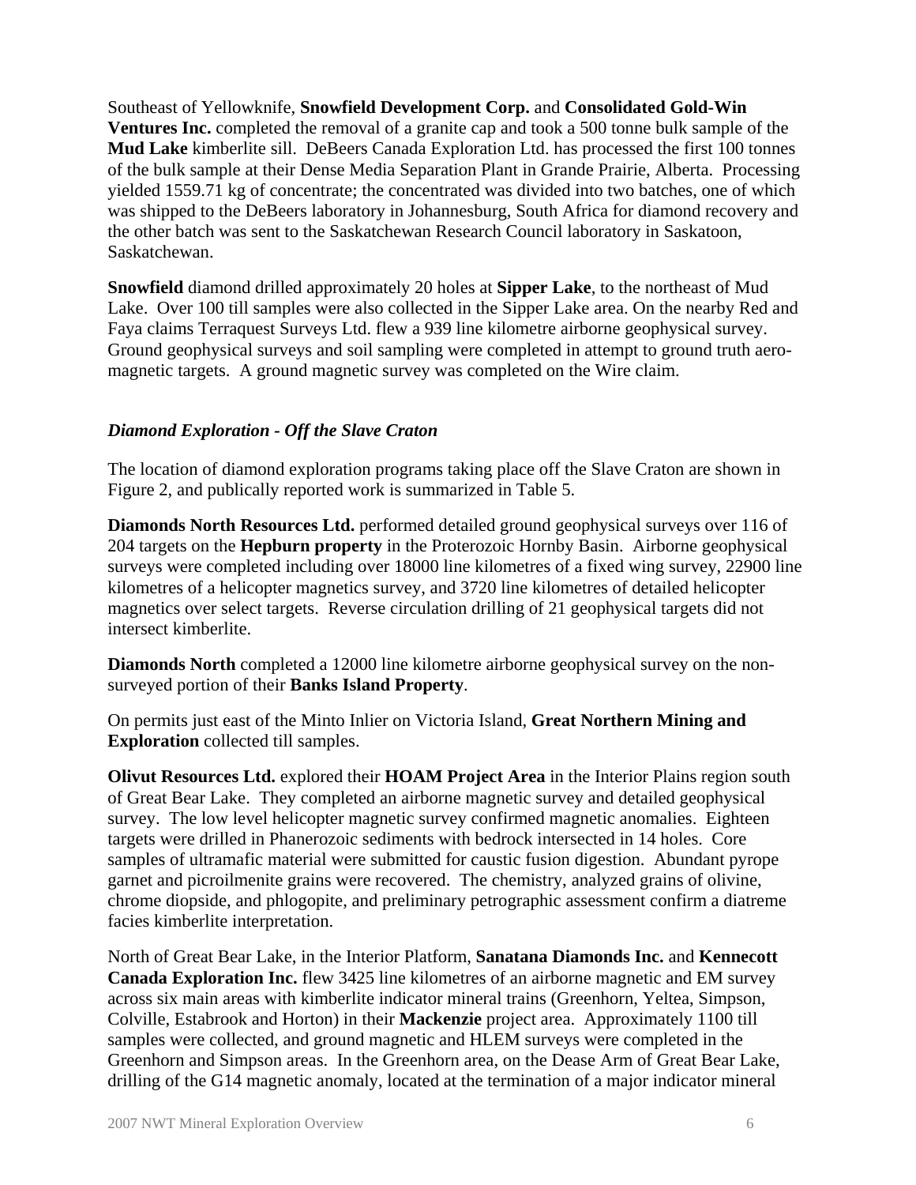Southeast of Yellowknife, **Snowfield Development Corp.** and **Consolidated Gold-Win Ventures Inc.** completed the removal of a granite cap and took a 500 tonne bulk sample of the **Mud Lake** kimberlite sill. DeBeers Canada Exploration Ltd. has processed the first 100 tonnes of the bulk sample at their Dense Media Separation Plant in Grande Prairie, Alberta. Processing yielded 1559.71 kg of concentrate; the concentrated was divided into two batches, one of which was shipped to the DeBeers laboratory in Johannesburg, South Africa for diamond recovery and the other batch was sent to the Saskatchewan Research Council laboratory in Saskatoon, Saskatchewan.

**Snowfield** diamond drilled approximately 20 holes at **Sipper Lake**, to the northeast of Mud Lake. Over 100 till samples were also collected in the Sipper Lake area. On the nearby Red and Faya claims Terraquest Surveys Ltd. flew a 939 line kilometre airborne geophysical survey. Ground geophysical surveys and soil sampling were completed in attempt to ground truth aero-magnetic targets. A ground magnetic survey was completed on the Wire claim.

### *Diamond Exploration - Off the Slave Craton*

The location of diamond exploration programs taking place off the Slave Craton are shown in Figure 2, and publically reported work is summarized in Table 5.

**Diamonds North Resources Ltd.** performed detailed ground geophysical surveys over 116 of 204 targets on the **Hepburn property** in the Proterozoic Hornby Basin. Airborne geophysical surveys were completed including over 18000 line kilometres of a fixed wing survey, 22900 line kilometres of a helicopter magnetics survey, and 3720 line kilometres of detailed helicopter magnetics over select targets. Reverse circulation drilling of 21 geophysical targets did not intersect kimberlite.

**Diamonds North** completed a 12000 line kilometre airborne geophysical survey on the non-surveyed portion of their **Banks Island Property**.

On permits just east of the Minto Inlier on Victoria Island, **Great Northern Mining and Exploration** collected till samples.

**Olivut Resources Ltd.** explored their **HOAM Project Area** in the Interior Plains region south of Great Bear Lake. They completed an airborne magnetic survey and detailed geophysical survey. The low level helicopter magnetic survey confirmed magnetic anomalies. Eighteen targets were drilled in Phanerozoic sediments with bedrock intersected in 14 holes. Core samples of ultramafic material were submitted for caustic fusion digestion. Abundant pyrope garnet and picroilmenite grains were recovered. The chemistry, analyzed grains of olivine, chrome diopside, and phlogopite, and preliminary petrographic assessment confirm a diatreme facies kimberlite interpretation.

North of Great Bear Lake, in the Interior Platform, **Sanatana Diamonds Inc.** and **Kennecott Canada Exploration Inc.** flew 3425 line kilometres of an airborne magnetic and EM survey across six main areas with kimberlite indicator mineral trains (Greenhorn, Yeltea, Simpson, Colville, Estabrook and Horton) in their **Mackenzie** project area. Approximately 1100 till samples were collected, and ground magnetic and HLEM surveys were completed in the Greenhorn and Simpson areas. In the Greenhorn area, on the Dease Arm of Great Bear Lake, drilling of the G14 magnetic anomaly, located at the termination of a major indicator mineral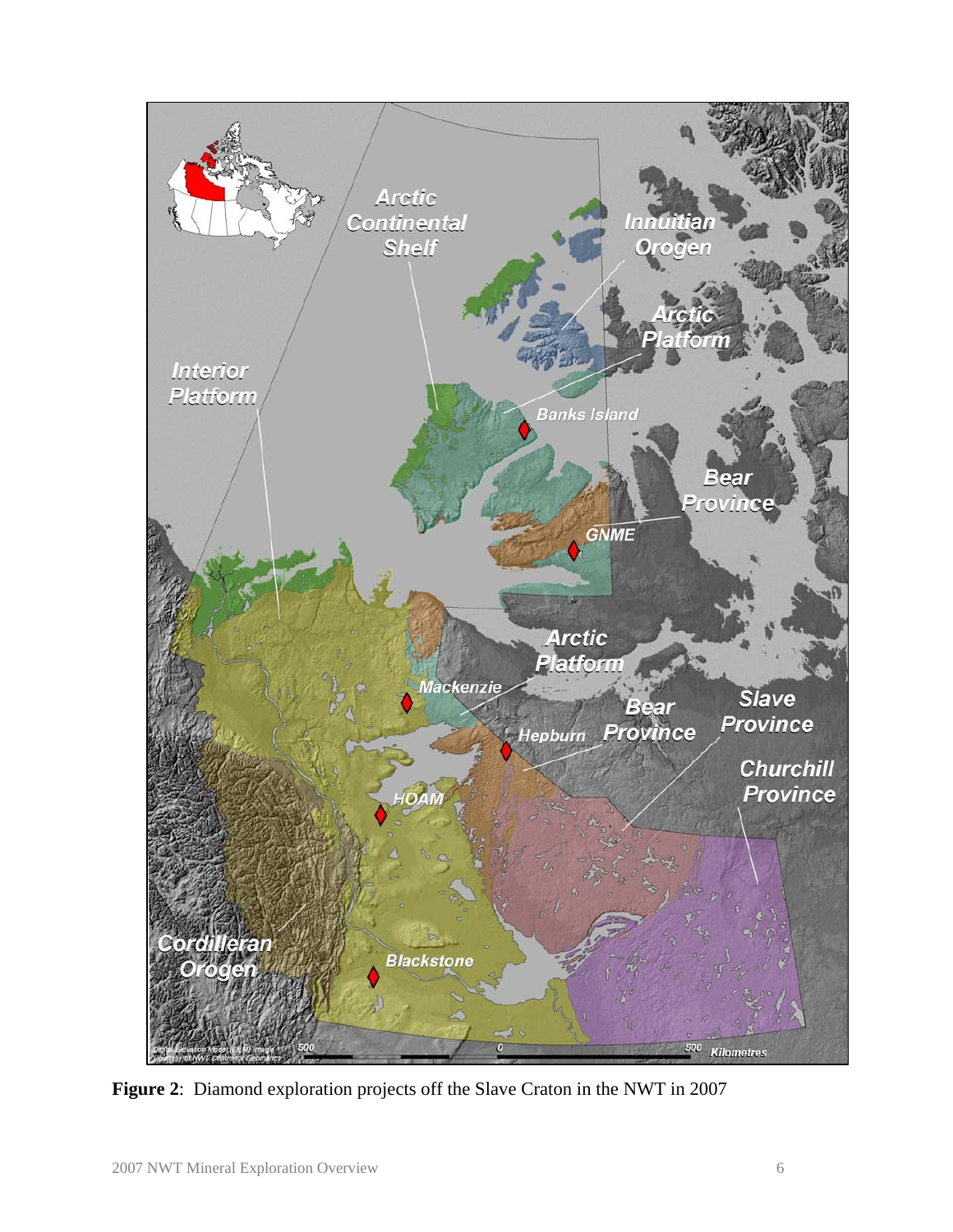**Figure 2**: Diamond exploration projects off the Slave Craton in the NWT in 2007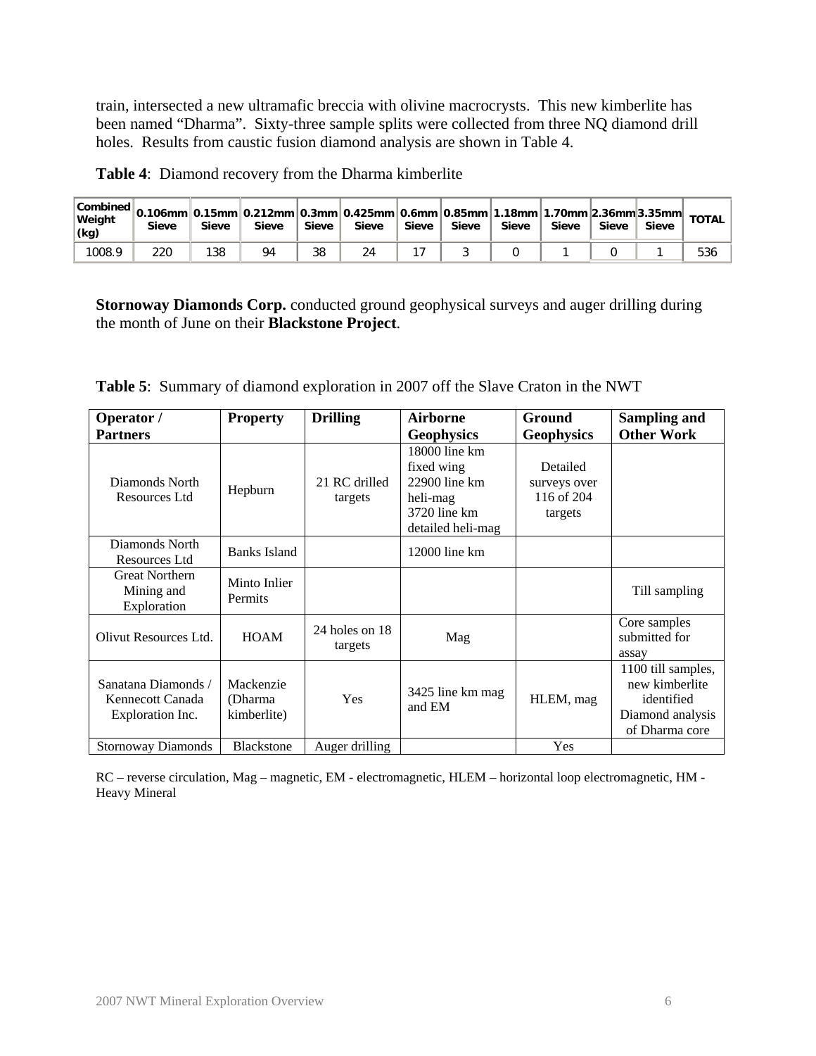train, intersected a new ultramafic breccia with olivine macrocrysts. This new kimberlite has been named "Dharma". Sixty-three sample splits were collected from three NQ diamond drill holes. Results from caustic fusion diamond analysis are shown in Table 4.

**Table 4**: Diamond recovery from the Dharma kimberlite

| Combined Weight (kg) | 0.106mm Sieve | 0.15mm Sieve | 0.212mm Sieve | 0.3mm Sieve | 0.425mm Sieve | 0.6mm Sieve | 0.85mm Sieve | 1.18mm Sieve | 1.70mm Sieve | 2.36mm Sieve | 3.35mm Sieve | TOTAL |
|---|---|---|---|---|---|---|---|---|---|---|---|---|
| 1008.9 | 220 | 138 | 94 | 38 | 24 | 17 | 3 | 0 | 1 | 0 | 1 | 536 |

**Stornoway Diamonds Corp.** conducted ground geophysical surveys and auger drilling during the month of June on their **Blackstone Project**.

**Table 5**: Summary of diamond exploration in 2007 off the Slave Craton in the NWT

| Operator / Partners | Property | Drilling | Airborne Geophysics | Ground Geophysics | Sampling and Other Work |
|---|---|---|---|---|---|
| Diamonds North Resources Ltd | Hepburn | 21 RC drilled targets | 18000 line km fixed wing 22900 line km heli-mag 3720 line km detailed heli-mag | Detailed surveys over 116 of 204 targets | |
| Diamonds North Resources Ltd | Banks Island | | 12000 line km | | |
| Great Northern Mining and Exploration | Minto Inlier Permits | | | | Till sampling |
| Olivut Resources Ltd. | HOAM | 24 holes on 18 targets | Mag | | Core samples submitted for assay |
| Sanatana Diamonds / Kennecott Canada Exploration Inc. | Mackenzie (Dharma kimberlite) | Yes | 3425 line km mag and EM | HLEM, mag | 1100 till samples, new kimberlite identified Diamond analysis of Dharma core |
| Stornoway Diamonds | Blackstone | Auger drilling | | Yes | |

RC – reverse circulation, Mag – magnetic, EM - electromagnetic, HLEM – horizontal loop electromagnetic, HM - Heavy Mineral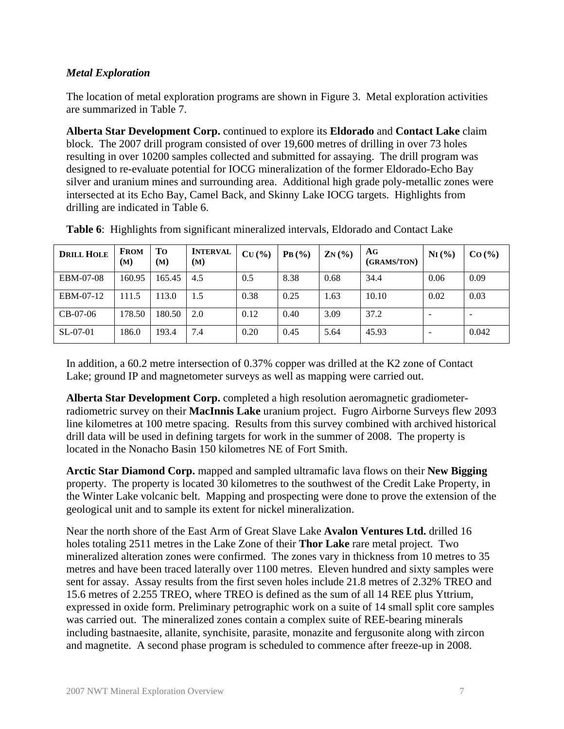***Metal Exploration***

The location of metal exploration programs are shown in Figure 3. Metal exploration activities are summarized in Table 7.

**Alberta Star Development Corp.** continued to explore its **Eldorado** and **Contact Lake** claim block. The 2007 drill program consisted of over 19,600 metres of drilling in over 73 holes resulting in over 10200 samples collected and submitted for assaying. The drill program was designed to re-evaluate potential for IOCG mineralization of the former Eldorado-Echo Bay silver and uranium mines and surrounding area. Additional high grade poly-metallic zones were intersected at its Echo Bay, Camel Back, and Skinny Lake IOCG targets. Highlights from drilling are indicated in Table 6.

**Table 6**: Highlights from significant mineralized intervals, Eldorado and Contact Lake

| DRILL HOLE | FROM (M) | TO (M) | INTERVAL (M) | CU (%) | PB (%) | ZN (%) | AG (GRAMS/TON) | NI (%) | CO (%) |
|---|---|---|---|---|---|---|---|---|---|
| EBM-07-08 | 160.95 | 165.45 | 4.5 | 0.5 | 8.38 | 0.68 | 34.4 | 0.06 | 0.09 |
| EBM-07-12 | 111.5 | 113.0 | 1.5 | 0.38 | 0.25 | 1.63 | 10.10 | 0.02 | 0.03 |
| CB-07-06 | 178.50 | 180.50 | 2.0 | 0.12 | 0.40 | 3.09 | 37.2 | - | - |
| SL-07-01 | 186.0 | 193.4 | 7.4 | 0.20 | 0.45 | 5.64 | 45.93 | - | 0.042 |

In addition, a 60.2 metre intersection of 0.37% copper was drilled at the K2 zone of Contact Lake; ground IP and magnetometer surveys as well as mapping were carried out.

**Alberta Star Development Corp.** completed a high resolution aeromagnetic gradiometer-radiometric survey on their **MacInnis Lake** uranium project. Fugro Airborne Surveys flew 2093 line kilometres at 100 metre spacing. Results from this survey combined with archived historical drill data will be used in defining targets for work in the summer of 2008. The property is located in the Nonacho Basin 150 kilometres NE of Fort Smith.

**Arctic Star Diamond Corp.** mapped and sampled ultramafic lava flows on their **New Bigging** property. The property is located 30 kilometres to the southwest of the Credit Lake Property, in the Winter Lake volcanic belt. Mapping and prospecting were done to prove the extension of the geological unit and to sample its extent for nickel mineralization.

Near the north shore of the East Arm of Great Slave Lake **Avalon Ventures Ltd.** drilled 16 holes totaling 2511 metres in the Lake Zone of their **Thor Lake** rare metal project. Two mineralized alteration zones were confirmed. The zones vary in thickness from 10 metres to 35 metres and have been traced laterally over 1100 metres. Eleven hundred and sixty samples were sent for assay. Assay results from the first seven holes include 21.8 metres of 2.32% TREO and 15.6 metres of 2.255 TREO, where TREO is defined as the sum of all 14 REE plus Yttrium, expressed in oxide form. Preliminary petrographic work on a suite of 14 small split core samples was carried out. The mineralized zones contain a complex suite of REE-bearing minerals including bastnaesite, allanite, synchisite, parasite, monazite and fergusonite along with zircon and magnetite. A second phase program is scheduled to commence after freeze-up in 2008.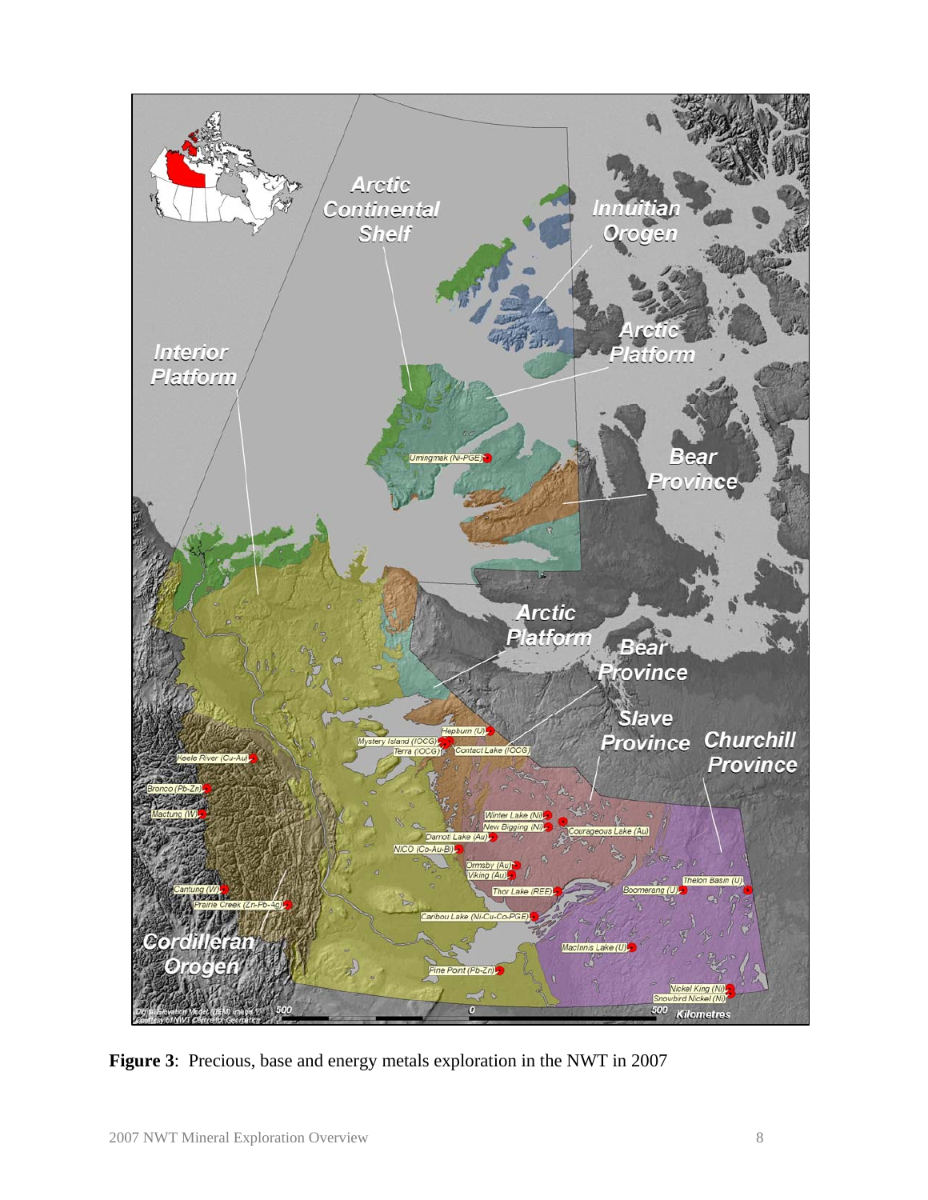**Figure 3**: Precious, base and energy metals exploration in the NWT in 2007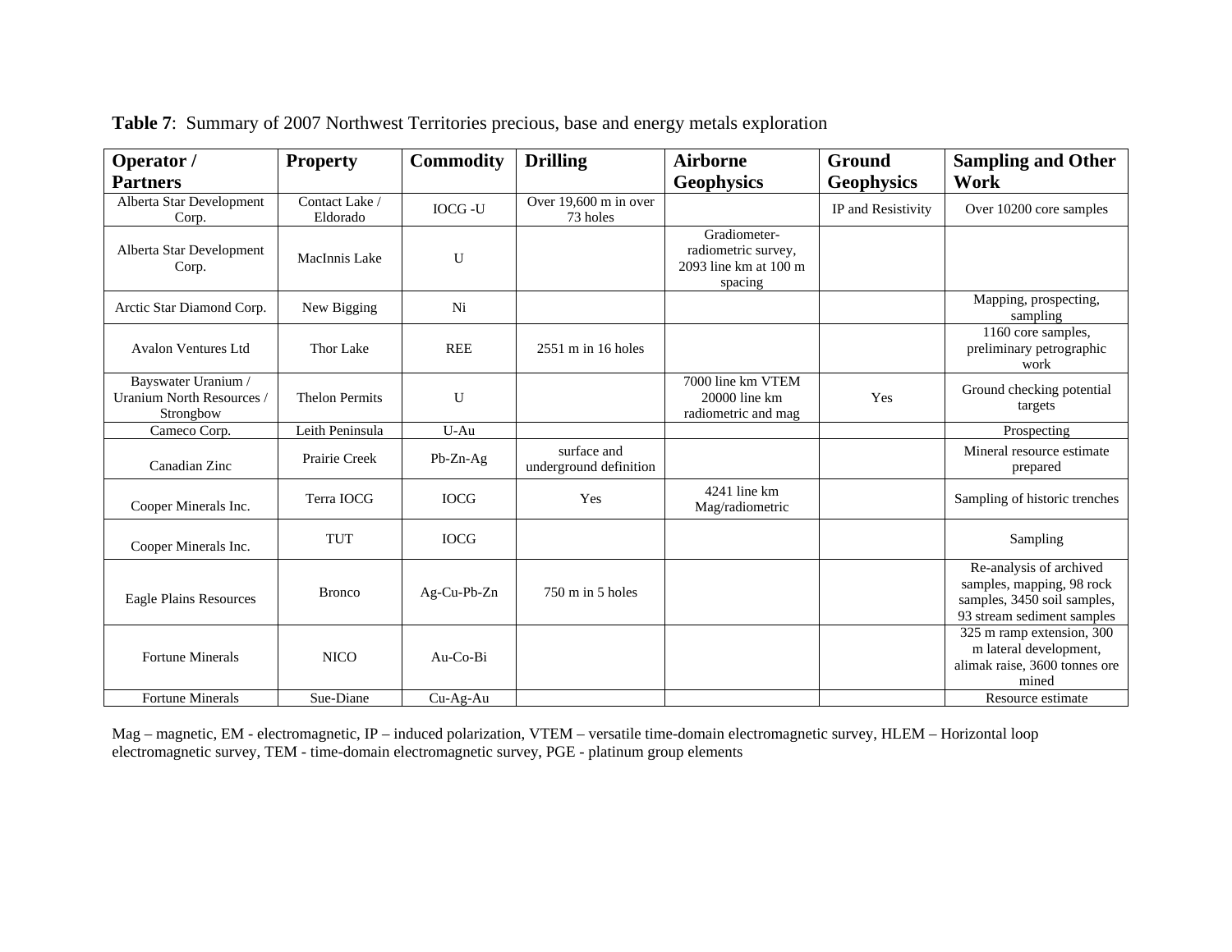**Table 7**: Summary of 2007 Northwest Territories precious, base and energy metals exploration

| Operator / Partners | Property | Commodity | Drilling | Airborne Geophysics | Ground Geophysics | Sampling and Other Work |
|---|---|---|---|---|---|---|
| Alberta Star Development Corp. | Contact Lake / Eldorado | IOCG -U | Over 19,600 m in over 73 holes | | IP and Resistivity | Over 10200 core samples |
| Alberta Star Development Corp. | MacInnis Lake | U | | Gradiometer-radiometric survey, 2093 line km at 100 m spacing | | |
| Arctic Star Diamond Corp. | New Bigging | Ni | | | | Mapping, prospecting, sampling |
| Avalon Ventures Ltd | Thor Lake | REE | 2551 m in 16 holes | | | 1160 core samples, preliminary petrographic work |
| Bayswater Uranium / Uranium North Resources / Strongbow | Thelon Permits | U | | 7000 line km VTEM 20000 line km radiometric and mag | Yes | Ground checking potential targets |
| Cameco Corp. | Leith Peninsula | U-Au | | | | Prospecting |
| Canadian Zinc | Prairie Creek | Pb-Zn-Ag | surface and underground definition | | | Mineral resource estimate prepared |
| Cooper Minerals Inc. | Terra IOCG | IOCG | Yes | 4241 line km Mag/radiometric | | Sampling of historic trenches |
| Cooper Minerals Inc. | TUT | IOCG | | | | Sampling |
| Eagle Plains Resources | Bronco | Ag-Cu-Pb-Zn | 750 m in 5 holes | | | Re-analysis of archived samples, mapping, 98 rock samples, 3450 soil samples, 93 stream sediment samples |
| Fortune Minerals | NICO | Au-Co-Bi | | | | 325 m ramp extension, 300 m lateral development, alimak raise, 3600 tonnes ore mined |
| Fortune Minerals | Sue-Diane | Cu-Ag-Au | | | | Resource estimate |

Mag – magnetic, EM - electromagnetic, IP – induced polarization, VTEM – versatile time-domain electromagnetic survey, HLEM – Horizontal loop electromagnetic survey, TEM - time-domain electromagnetic survey, PGE - platinum group elements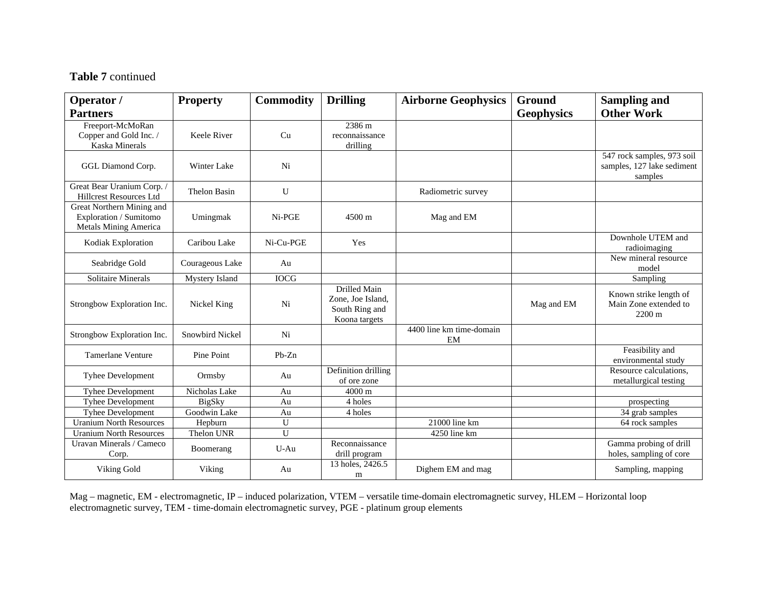**Table 7** continued

| Operator / Partners | Property | Commodity | Drilling | Airborne Geophysics | Ground Geophysics | Sampling and Other Work |
|---|---|---|---|---|---|---|
| Freeport-McMoRan Copper and Gold Inc. / Kaska Minerals | Keele River | Cu | 2386 m reconnaissance drilling | | | |
| GGL Diamond Corp. | Winter Lake | Ni | | | | 547 rock samples, 973 soil samples, 127 lake sediment samples |
| Great Bear Uranium Corp. / Hillcrest Resources Ltd | Thelon Basin | U | | Radiometric survey | | |
| Great Northern Mining and Exploration / Sumitomo Metals Mining America | Umingmak | Ni-PGE | 4500 m | Mag and EM | | |
| Kodiak Exploration | Caribou Lake | Ni-Cu-PGE | Yes | | | Downhole UTEM and radioimaging |
| Seabridge Gold | Courageous Lake | Au | | | | New mineral resource model |
| Solitaire Minerals | Mystery Island | IOCG | | | | Sampling |
| Strongbow Exploration Inc. | Nickel King | Ni | Drilled Main Zone, Joe Island, South Ring and Koona targets | | Mag and EM | Known strike length of Main Zone extended to 2200 m |
| Strongbow Exploration Inc. | Snowbird Nickel | Ni | | 4400 line km time-domain EM | | |
| Tamerlane Venture | Pine Point | Pb-Zn | | | | Feasibility and environmental study |
| Tyhee Development | Ormsby | Au | Definition drilling of ore zone | | | Resource calculations, metallurgical testing |
| Tyhee Development | Nicholas Lake | Au | 4000 m | | | |
| Tyhee Development | BigSky | Au | 4 holes | | | prospecting |
| Tyhee Development | Goodwin Lake | Au | 4 holes | | | 34 grab samples |
| Uranium North Resources | Hepburn | U | | 21000 line km | | 64 rock samples |
| Uranium North Resources | Thelon UNR | U | | 4250 line km | | |
| Uravan Minerals / Cameco Corp. | Boomerang | U-Au | Reconnaissance drill program | | | Gamma probing of drill holes, sampling of core |
| Viking Gold | Viking | Au | 13 holes, 2426.5 m | Dighem EM and mag | | Sampling, mapping |

Mag – magnetic, EM - electromagnetic, IP – induced polarization, VTEM – versatile time-domain electromagnetic survey, HLEM – Horizontal loop electromagnetic survey, TEM - time-domain electromagnetic survey, PGE - platinum group elements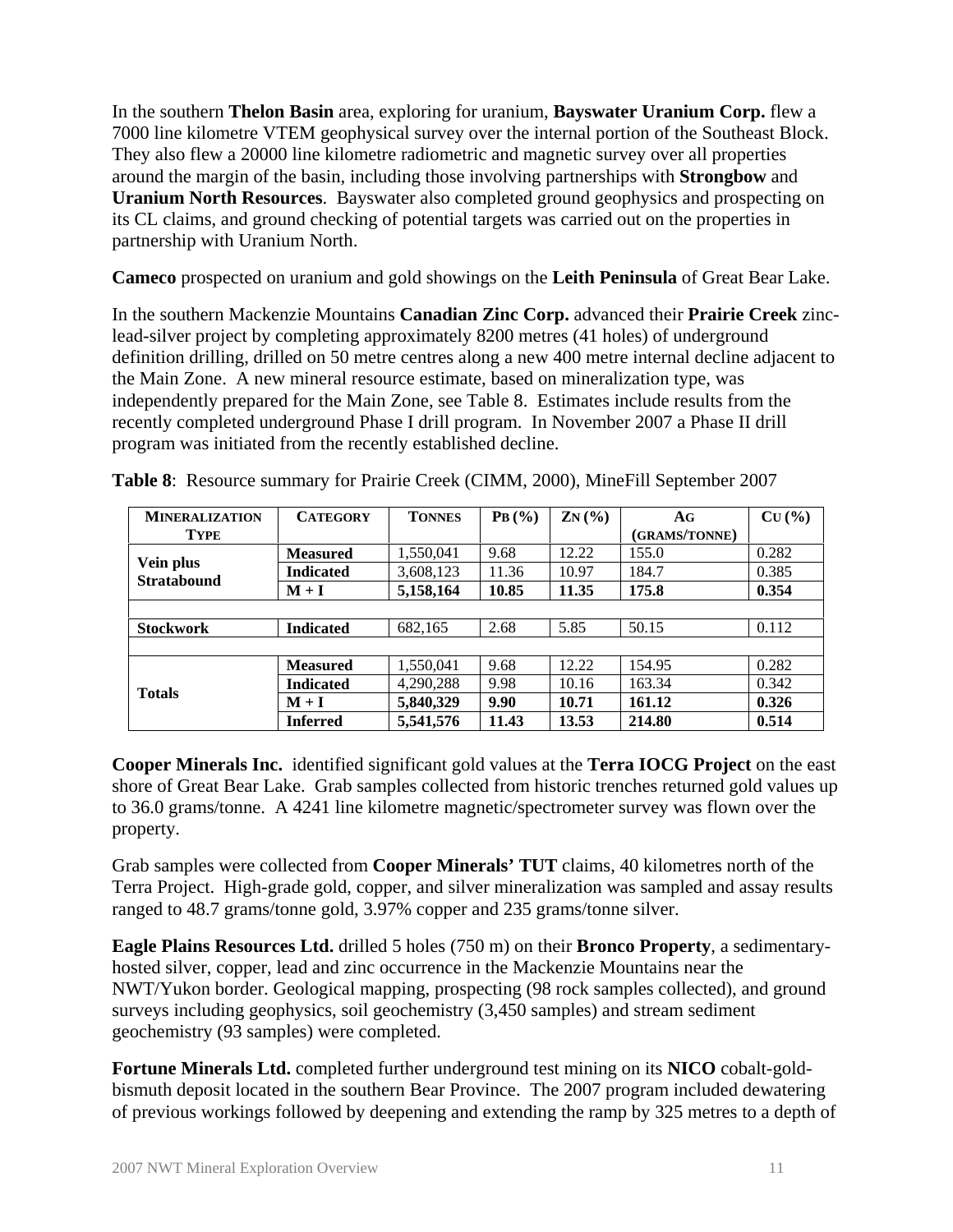In the southern **Thelon Basin** area, exploring for uranium, **Bayswater Uranium Corp.** flew a 7000 line kilometre VTEM geophysical survey over the internal portion of the Southeast Block. They also flew a 20000 line kilometre radiometric and magnetic survey over all properties around the margin of the basin, including those involving partnerships with **Strongbow** and **Uranium North Resources**. Bayswater also completed ground geophysics and prospecting on its CL claims, and ground checking of potential targets was carried out on the properties in partnership with Uranium North.

**Cameco** prospected on uranium and gold showings on the **Leith Peninsula** of Great Bear Lake.

In the southern Mackenzie Mountains **Canadian Zinc Corp.** advanced their **Prairie Creek** zinc-lead-silver project by completing approximately 8200 metres (41 holes) of underground definition drilling, drilled on 50 metre centres along a new 400 metre internal decline adjacent to the Main Zone. A new mineral resource estimate, based on mineralization type, was independently prepared for the Main Zone, see Table 8. Estimates include results from the recently completed underground Phase I drill program. In November 2007 a Phase II drill program was initiated from the recently established decline.

**Table 8**: Resource summary for Prairie Creek (CIMM, 2000), MineFill September 2007

| Mineralization Type | Category | Tonnes | Pb (%) | Zn (%) | Ag (grams/tonne) | Cu (%) |
|---|---|---|---|---|---|---|
| **Vein plus Stratabound** | **Measured** | 1,550,041 | 9.68 | 12.22 | 155.0 | 0.282 |
| | **Indicated** | 3,608,123 | 11.36 | 10.97 | 184.7 | 0.385 |
| | **M + I** | **5,158,164** | **10.85** | **11.35** | **175.8** | **0.354** |
| | | | | | | |
| **Stockwork** | **Indicated** | 682,165 | 2.68 | 5.85 | 50.15 | 0.112 |
| | | | | | | |
| **Totals** | **Measured** | 1,550,041 | 9.68 | 12.22 | 154.95 | 0.282 |
| | **Indicated** | 4,290,288 | 9.98 | 10.16 | 163.34 | 0.342 |
| | **M + I** | **5,840,329** | **9.90** | **10.71** | **161.12** | **0.326** |
| | **Inferred** | **5,541,576** | **11.43** | **13.53** | **214.80** | **0.514** |

**Cooper Minerals Inc.** identified significant gold values at the **Terra IOCG Project** on the east shore of Great Bear Lake. Grab samples collected from historic trenches returned gold values up to 36.0 grams/tonne. A 4241 line kilometre magnetic/spectrometer survey was flown over the property.

Grab samples were collected from **Cooper Minerals' TUT** claims, 40 kilometres north of the Terra Project. High-grade gold, copper, and silver mineralization was sampled and assay results ranged to 48.7 grams/tonne gold, 3.97% copper and 235 grams/tonne silver.

**Eagle Plains Resources Ltd.** drilled 5 holes (750 m) on their **Bronco Property**, a sedimentary-hosted silver, copper, lead and zinc occurrence in the Mackenzie Mountains near the NWT/Yukon border. Geological mapping, prospecting (98 rock samples collected), and ground surveys including geophysics, soil geochemistry (3,450 samples) and stream sediment geochemistry (93 samples) were completed.

**Fortune Minerals Ltd.** completed further underground test mining on its **NICO** cobalt-gold-bismuth deposit located in the southern Bear Province. The 2007 program included dewatering of previous workings followed by deepening and extending the ramp by 325 metres to a depth of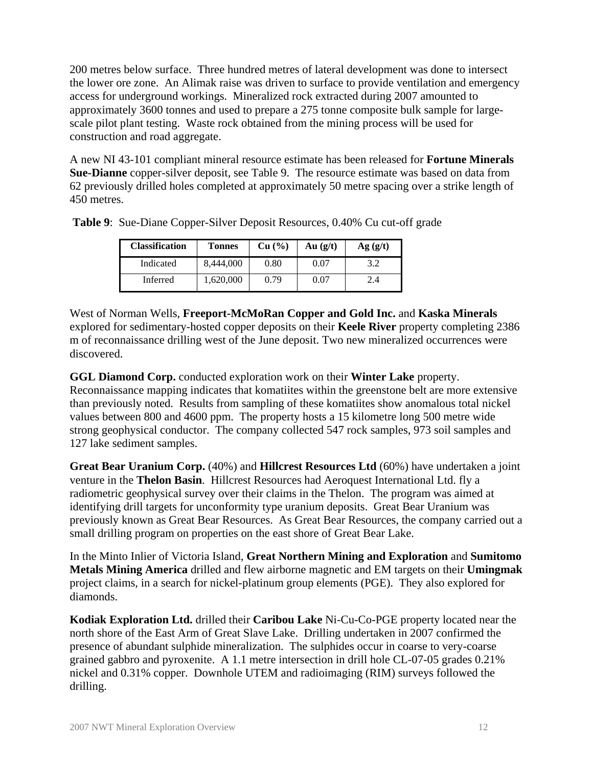200 metres below surface. Three hundred metres of lateral development was done to intersect the lower ore zone. An Alimak raise was driven to surface to provide ventilation and emergency access for underground workings. Mineralized rock extracted during 2007 amounted to approximately 3600 tonnes and used to prepare a 275 tonne composite bulk sample for large-scale pilot plant testing. Waste rock obtained from the mining process will be used for construction and road aggregate.

A new NI 43-101 compliant mineral resource estimate has been released for **Fortune Minerals Sue-Dianne** copper-silver deposit, see Table 9. The resource estimate was based on data from 62 previously drilled holes completed at approximately 50 metre spacing over a strike length of 450 metres.

**Table 9**: Sue-Diane Copper-Silver Deposit Resources, 0.40% Cu cut-off grade

| Classification | Tonnes | Cu (%) | Au (g/t) | Ag (g/t) |
|---|---|---|---|---|
| Indicated | 8,444,000 | 0.80 | 0.07 | 3.2 |
| Inferred | 1,620,000 | 0.79 | 0.07 | 2.4 |

West of Norman Wells, **Freeport-McMoRan Copper and Gold Inc.** and **Kaska Minerals** explored for sedimentary-hosted copper deposits on their **Keele River** property completing 2386 m of reconnaissance drilling west of the June deposit. Two new mineralized occurrences were discovered.

**GGL Diamond Corp.** conducted exploration work on their **Winter Lake** property. Reconnaissance mapping indicates that komatiites within the greenstone belt are more extensive than previously noted. Results from sampling of these komatiites show anomalous total nickel values between 800 and 4600 ppm. The property hosts a 15 kilometre long 500 metre wide strong geophysical conductor. The company collected 547 rock samples, 973 soil samples and 127 lake sediment samples.

**Great Bear Uranium Corp.** (40%) and **Hillcrest Resources Ltd** (60%) have undertaken a joint venture in the **Thelon Basin**. Hillcrest Resources had Aeroquest International Ltd. fly a radiometric geophysical survey over their claims in the Thelon. The program was aimed at identifying drill targets for unconformity type uranium deposits. Great Bear Uranium was previously known as Great Bear Resources. As Great Bear Resources, the company carried out a small drilling program on properties on the east shore of Great Bear Lake.

In the Minto Inlier of Victoria Island, **Great Northern Mining and Exploration** and **Sumitomo Metals Mining America** drilled and flew airborne magnetic and EM targets on their **Umingmak** project claims, in a search for nickel-platinum group elements (PGE). They also explored for diamonds.

**Kodiak Exploration Ltd.** drilled their **Caribou Lake** Ni-Cu-Co-PGE property located near the north shore of the East Arm of Great Slave Lake. Drilling undertaken in 2007 confirmed the presence of abundant sulphide mineralization. The sulphides occur in coarse to very-coarse grained gabbro and pyroxenite. A 1.1 metre intersection in drill hole CL-07-05 grades 0.21% nickel and 0.31% copper. Downhole UTEM and radioimaging (RIM) surveys followed the drilling.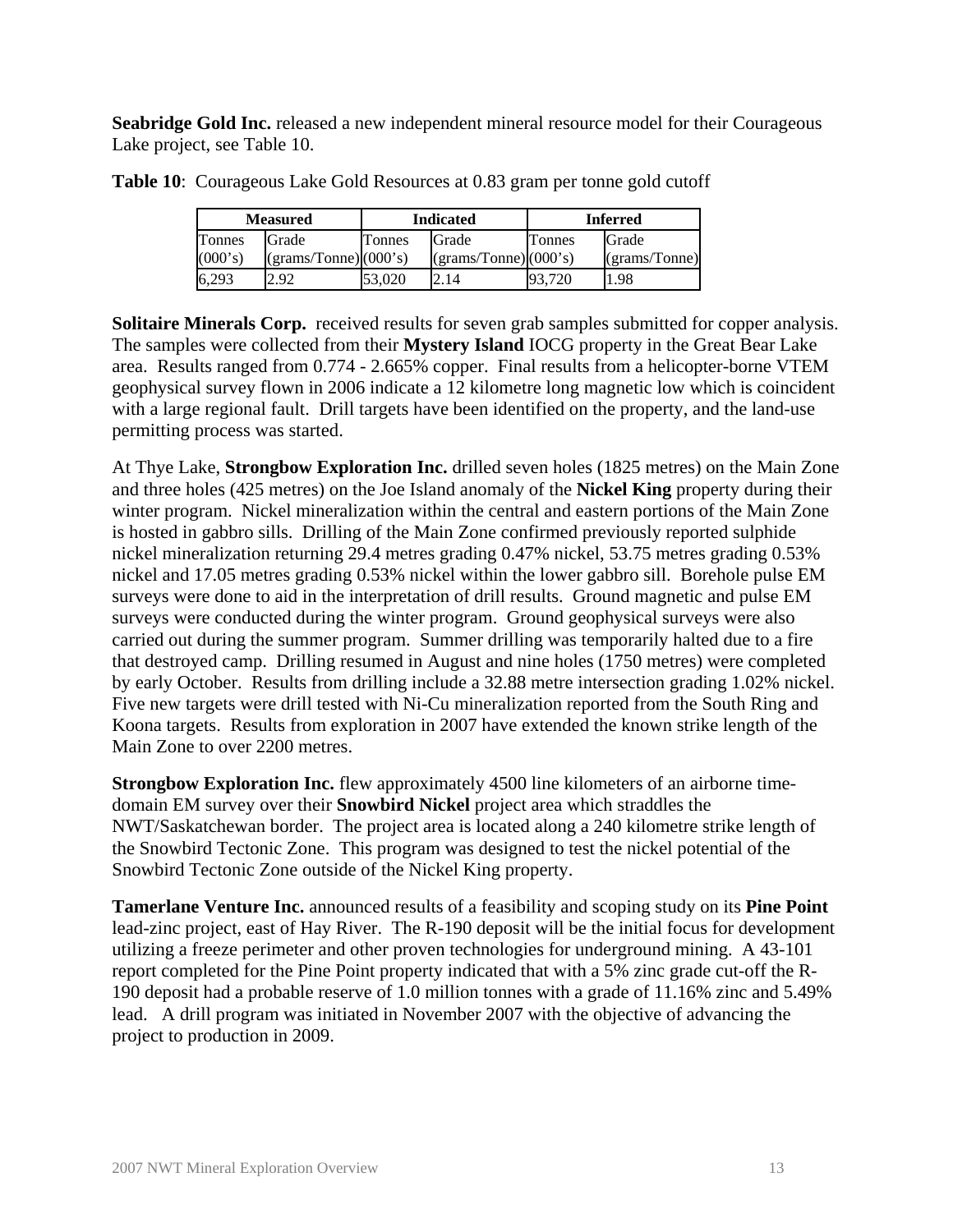**Seabridge Gold Inc.** released a new independent mineral resource model for their Courageous Lake project, see Table 10.

**Table 10**: Courageous Lake Gold Resources at 0.83 gram per tonne gold cutoff

| Measured | | Indicated | | Inferred | |
|---|---|---|---|---|---|
| Tonnes (000's) | Grade (grams/Tonne) | Tonnes (000's) | Grade (grams/Tonne) | Tonnes (000's) | Grade (grams/Tonne) |
| 6,293 | 2.92 | 53,020 | 2.14 | 93,720 | 1.98 |

**Solitaire Minerals Corp.** received results for seven grab samples submitted for copper analysis. The samples were collected from their **Mystery Island** IOCG property in the Great Bear Lake area. Results ranged from 0.774 - 2.665% copper. Final results from a helicopter-borne VTEM geophysical survey flown in 2006 indicate a 12 kilometre long magnetic low which is coincident with a large regional fault. Drill targets have been identified on the property, and the land-use permitting process was started.

At Thye Lake, **Strongbow Exploration Inc.** drilled seven holes (1825 metres) on the Main Zone and three holes (425 metres) on the Joe Island anomaly of the **Nickel King** property during their winter program. Nickel mineralization within the central and eastern portions of the Main Zone is hosted in gabbro sills. Drilling of the Main Zone confirmed previously reported sulphide nickel mineralization returning 29.4 metres grading 0.47% nickel, 53.75 metres grading 0.53% nickel and 17.05 metres grading 0.53% nickel within the lower gabbro sill. Borehole pulse EM surveys were done to aid in the interpretation of drill results. Ground magnetic and pulse EM surveys were conducted during the winter program. Ground geophysical surveys were also carried out during the summer program. Summer drilling was temporarily halted due to a fire that destroyed camp. Drilling resumed in August and nine holes (1750 metres) were completed by early October. Results from drilling include a 32.88 metre intersection grading 1.02% nickel. Five new targets were drill tested with Ni-Cu mineralization reported from the South Ring and Koona targets. Results from exploration in 2007 have extended the known strike length of the Main Zone to over 2200 metres.

**Strongbow Exploration Inc.** flew approximately 4500 line kilometers of an airborne time-domain EM survey over their **Snowbird Nickel** project area which straddles the NWT/Saskatchewan border. The project area is located along a 240 kilometre strike length of the Snowbird Tectonic Zone. This program was designed to test the nickel potential of the Snowbird Tectonic Zone outside of the Nickel King property.

**Tamerlane Venture Inc.** announced results of a feasibility and scoping study on its **Pine Point** lead-zinc project, east of Hay River. The R-190 deposit will be the initial focus for development utilizing a freeze perimeter and other proven technologies for underground mining. A 43-101 report completed for the Pine Point property indicated that with a 5% zinc grade cut-off the R-190 deposit had a probable reserve of 1.0 million tonnes with a grade of 11.16% zinc and 5.49% lead. A drill program was initiated in November 2007 with the objective of advancing the project to production in 2009.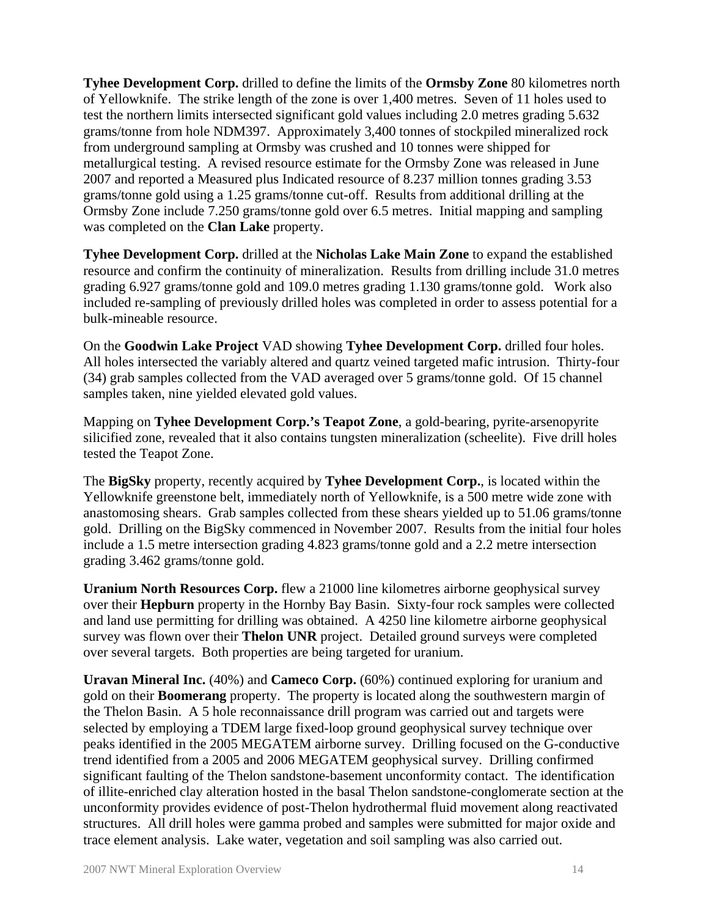**Tyhee Development Corp.** drilled to define the limits of the **Ormsby Zone** 80 kilometres north of Yellowknife. The strike length of the zone is over 1,400 metres. Seven of 11 holes used to test the northern limits intersected significant gold values including 2.0 metres grading 5.632 grams/tonne from hole NDM397. Approximately 3,400 tonnes of stockpiled mineralized rock from underground sampling at Ormsby was crushed and 10 tonnes were shipped for metallurgical testing. A revised resource estimate for the Ormsby Zone was released in June 2007 and reported a Measured plus Indicated resource of 8.237 million tonnes grading 3.53 grams/tonne gold using a 1.25 grams/tonne cut-off. Results from additional drilling at the Ormsby Zone include 7.250 grams/tonne gold over 6.5 metres. Initial mapping and sampling was completed on the **Clan Lake** property.

**Tyhee Development Corp.** drilled at the **Nicholas Lake Main Zone** to expand the established resource and confirm the continuity of mineralization. Results from drilling include 31.0 metres grading 6.927 grams/tonne gold and 109.0 metres grading 1.130 grams/tonne gold. Work also included re-sampling of previously drilled holes was completed in order to assess potential for a bulk-mineable resource.

On the **Goodwin Lake Project** VAD showing **Tyhee Development Corp.** drilled four holes. All holes intersected the variably altered and quartz veined targeted mafic intrusion. Thirty-four (34) grab samples collected from the VAD averaged over 5 grams/tonne gold. Of 15 channel samples taken, nine yielded elevated gold values.

Mapping on **Tyhee Development Corp.'s Teapot Zone**, a gold-bearing, pyrite-arsenopyrite silicified zone, revealed that it also contains tungsten mineralization (scheelite). Five drill holes tested the Teapot Zone.

The **BigSky** property, recently acquired by **Tyhee Development Corp.**, is located within the Yellowknife greenstone belt, immediately north of Yellowknife, is a 500 metre wide zone with anastomosing shears. Grab samples collected from these shears yielded up to 51.06 grams/tonne gold. Drilling on the BigSky commenced in November 2007. Results from the initial four holes include a 1.5 metre intersection grading 4.823 grams/tonne gold and a 2.2 metre intersection grading 3.462 grams/tonne gold.

**Uranium North Resources Corp.** flew a 21000 line kilometres airborne geophysical survey over their **Hepburn** property in the Hornby Bay Basin. Sixty-four rock samples were collected and land use permitting for drilling was obtained. A 4250 line kilometre airborne geophysical survey was flown over their **Thelon UNR** project. Detailed ground surveys were completed over several targets. Both properties are being targeted for uranium.

**Uravan Mineral Inc.** (40%) and **Cameco Corp.** (60%) continued exploring for uranium and gold on their **Boomerang** property. The property is located along the southwestern margin of the Thelon Basin. A 5 hole reconnaissance drill program was carried out and targets were selected by employing a TDEM large fixed-loop ground geophysical survey technique over peaks identified in the 2005 MEGATEM airborne survey. Drilling focused on the G-conductive trend identified from a 2005 and 2006 MEGATEM geophysical survey. Drilling confirmed significant faulting of the Thelon sandstone-basement unconformity contact. The identification of illite-enriched clay alteration hosted in the basal Thelon sandstone-conglomerate section at the unconformity provides evidence of post-Thelon hydrothermal fluid movement along reactivated structures. All drill holes were gamma probed and samples were submitted for major oxide and trace element analysis. Lake water, vegetation and soil sampling was also carried out.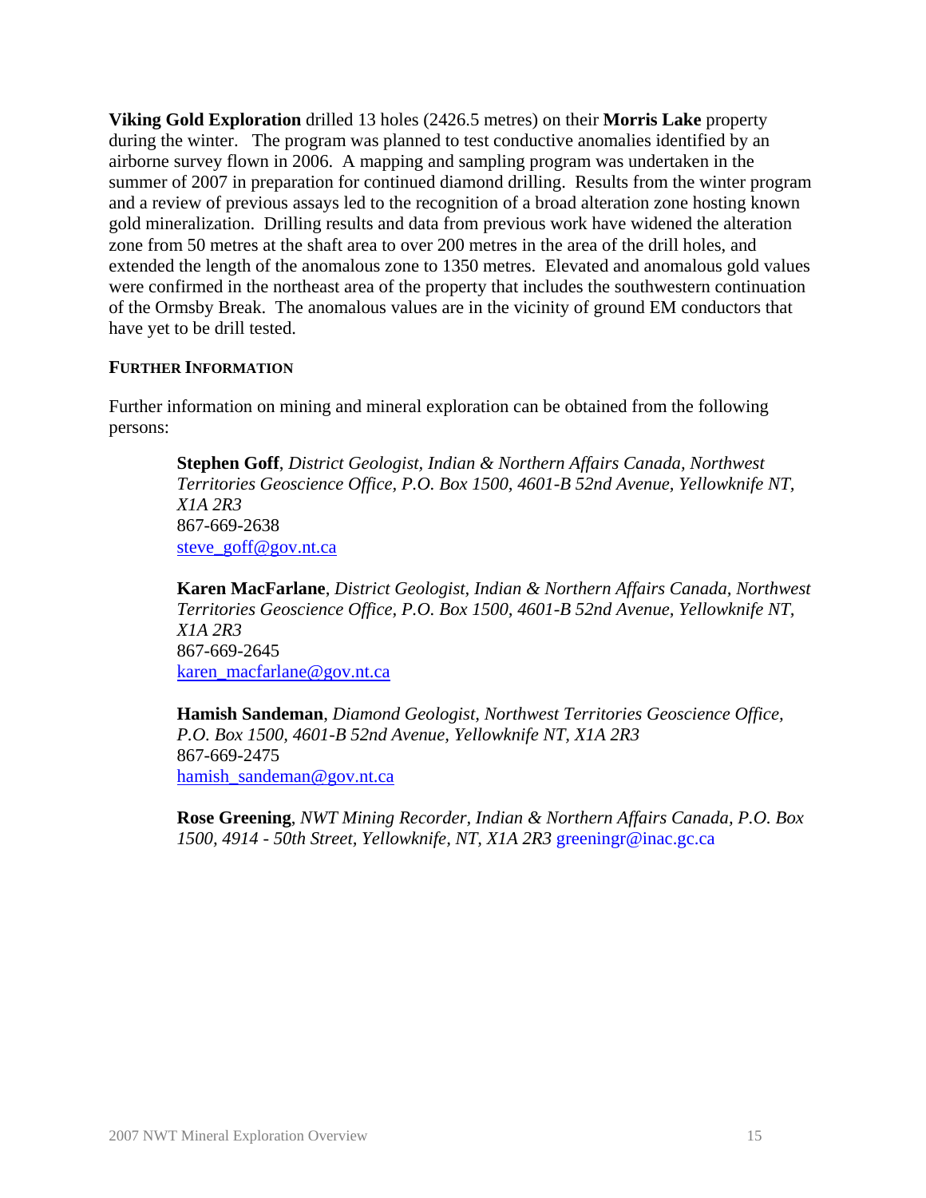**Viking Gold Exploration** drilled 13 holes (2426.5 metres) on their **Morris Lake** property during the winter. The program was planned to test conductive anomalies identified by an airborne survey flown in 2006. A mapping and sampling program was undertaken in the summer of 2007 in preparation for continued diamond drilling. Results from the winter program and a review of previous assays led to the recognition of a broad alteration zone hosting known gold mineralization. Drilling results and data from previous work have widened the alteration zone from 50 metres at the shaft area to over 200 metres in the area of the drill holes, and extended the length of the anomalous zone to 1350 metres. Elevated and anomalous gold values were confirmed in the northeast area of the property that includes the southwestern continuation of the Ormsby Break. The anomalous values are in the vicinity of ground EM conductors that have yet to be drill tested.

### FURTHER INFORMATION

Further information on mining and mineral exploration can be obtained from the following persons:

**Stephen Goff**, *District Geologist, Indian & Northern Affairs Canada, Northwest Territories Geoscience Office, P.O. Box 1500, 4601-B 52nd Avenue, Yellowknife NT, X1A 2R3*
867-669-2638
steve_goff@gov.nt.ca

**Karen MacFarlane**, *District Geologist, Indian & Northern Affairs Canada, Northwest Territories Geoscience Office, P.O. Box 1500, 4601-B 52nd Avenue, Yellowknife NT, X1A 2R3*
867-669-2645
karen_macfarlane@gov.nt.ca

**Hamish Sandeman**, *Diamond Geologist, Northwest Territories Geoscience Office, P.O. Box 1500, 4601-B 52nd Avenue, Yellowknife NT, X1A 2R3*
867-669-2475
hamish_sandeman@gov.nt.ca

**Rose Greening**, *NWT Mining Recorder, Indian & Northern Affairs Canada, P.O. Box 1500, 4914 - 50th Street, Yellowknife, NT, X1A 2R3* greeningr@inac.gc.ca